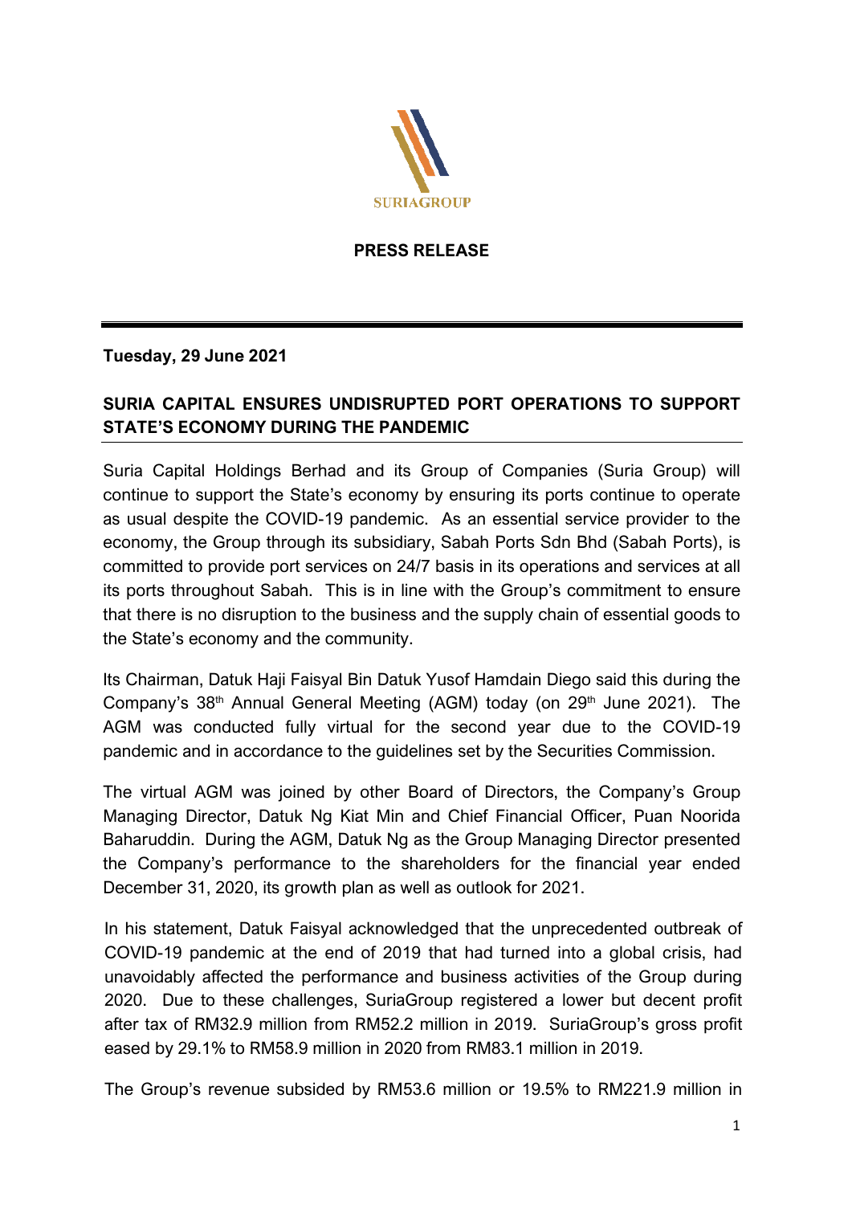SURIAGROUP

**PRESS RELEASE**

**Tuesday, 29 June 2021**

**SURIA CAPITAL ENSURES UNDISRUPTED PORT OPERATIONS TO SUPPORT STATE'S ECONOMY DURING THE PANDEMIC**

Suria Capital Holdings Berhad and its Group of Companies (Suria Group) will continue to support the State's economy by ensuring its ports continue to operate as usual despite the COVID-19 pandemic. As an essential service provider to the economy, the Group through its subsidiary, Sabah Ports Sdn Bhd (Sabah Ports), is committed to provide port services on 24/7 basis in its operations and services at all its ports throughout Sabah. This is in line with the Group's commitment to ensure that there is no disruption to the business and the supply chain of essential goods to the State's economy and the community.

Its Chairman, Datuk Haji Faisyal Bin Datuk Yusof Hamdain Diego said this during the Company's 38th Annual General Meeting (AGM) today (on 29th June 2021). The AGM was conducted fully virtual for the second year due to the COVID-19 pandemic and in accordance to the guidelines set by the Securities Commission.

The virtual AGM was joined by other Board of Directors, the Company's Group Managing Director, Datuk Ng Kiat Min and Chief Financial Officer, Puan Noorida Baharuddin. During the AGM, Datuk Ng as the Group Managing Director presented the Company's performance to the shareholders for the financial year ended December 31, 2020, its growth plan as well as outlook for 2021.

In his statement, Datuk Faisyal acknowledged that the unprecedented outbreak of COVID-19 pandemic at the end of 2019 that had turned into a global crisis, had unavoidably affected the performance and business activities of the Group during 2020. Due to these challenges, SuriaGroup registered a lower but decent profit after tax of RM32.9 million from RM52.2 million in 2019. SuriaGroup's gross profit eased by 29.1% to RM58.9 million in 2020 from RM83.1 million in 2019.

The Group's revenue subsided by RM53.6 million or 19.5% to RM221.9 million in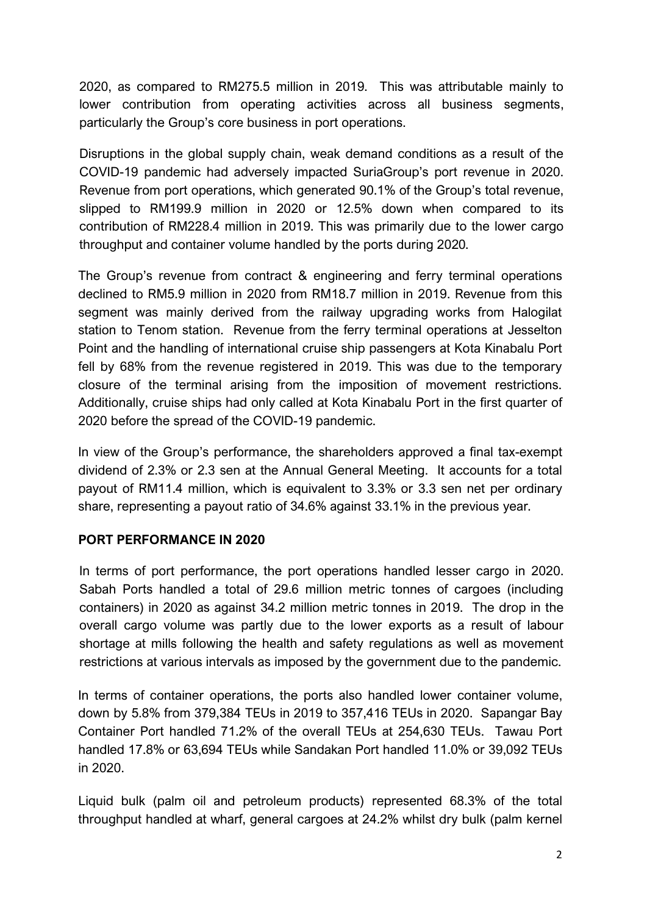2020, as compared to RM275.5 million in 2019. This was attributable mainly to lower contribution from operating activities across all business segments, particularly the Group's core business in port operations.

Disruptions in the global supply chain, weak demand conditions as a result of the COVID-19 pandemic had adversely impacted SuriaGroup's port revenue in 2020. Revenue from port operations, which generated 90.1% of the Group's total revenue, slipped to RM199.9 million in 2020 or 12.5% down when compared to its contribution of RM228.4 million in 2019. This was primarily due to the lower cargo throughput and container volume handled by the ports during 2020.

The Group's revenue from contract & engineering and ferry terminal operations declined to RM5.9 million in 2020 from RM18.7 million in 2019. Revenue from this segment was mainly derived from the railway upgrading works from Halogilat station to Tenom station. Revenue from the ferry terminal operations at Jesselton Point and the handling of international cruise ship passengers at Kota Kinabalu Port fell by 68% from the revenue registered in 2019. This was due to the temporary closure of the terminal arising from the imposition of movement restrictions. Additionally, cruise ships had only called at Kota Kinabalu Port in the first quarter of 2020 before the spread of the COVID-19 pandemic.

In view of the Group's performance, the shareholders approved a final tax-exempt dividend of 2.3% or 2.3 sen at the Annual General Meeting. It accounts for a total payout of RM11.4 million, which is equivalent to 3.3% or 3.3 sen net per ordinary share, representing a payout ratio of 34.6% against 33.1% in the previous year.

## PORT PERFORMANCE IN 2020

In terms of port performance, the port operations handled lesser cargo in 2020. Sabah Ports handled a total of 29.6 million metric tonnes of cargoes (including containers) in 2020 as against 34.2 million metric tonnes in 2019. The drop in the overall cargo volume was partly due to the lower exports as a result of labour shortage at mills following the health and safety regulations as well as movement restrictions at various intervals as imposed by the government due to the pandemic.

In terms of container operations, the ports also handled lower container volume, down by 5.8% from 379,384 TEUs in 2019 to 357,416 TEUs in 2020. Sapangar Bay Container Port handled 71.2% of the overall TEUs at 254,630 TEUs. Tawau Port handled 17.8% or 63,694 TEUs while Sandakan Port handled 11.0% or 39,092 TEUs in 2020.

Liquid bulk (palm oil and petroleum products) represented 68.3% of the total throughput handled at wharf, general cargoes at 24.2% whilst dry bulk (palm kernel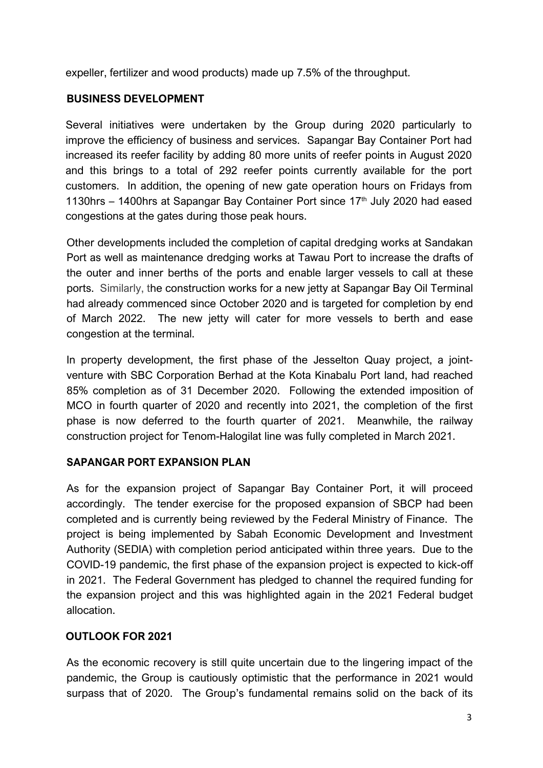expeller, fertilizer and wood products) made up 7.5% of the throughput.

## BUSINESS DEVELOPMENT

Several initiatives were undertaken by the Group during 2020 particularly to improve the efficiency of business and services. Sapangar Bay Container Port had increased its reefer facility by adding 80 more units of reefer points in August 2020 and this brings to a total of 292 reefer points currently available for the port customers. In addition, the opening of new gate operation hours on Fridays from 1130hrs – 1400hrs at Sapangar Bay Container Port since 17th July 2020 had eased congestions at the gates during those peak hours.

Other developments included the completion of capital dredging works at Sandakan Port as well as maintenance dredging works at Tawau Port to increase the drafts of the outer and inner berths of the ports and enable larger vessels to call at these ports. Similarly, the construction works for a new jetty at Sapangar Bay Oil Terminal had already commenced since October 2020 and is targeted for completion by end of March 2022. The new jetty will cater for more vessels to berth and ease congestion at the terminal.

In property development, the first phase of the Jesselton Quay project, a joint-venture with SBC Corporation Berhad at the Kota Kinabalu Port land, had reached 85% completion as of 31 December 2020. Following the extended imposition of MCO in fourth quarter of 2020 and recently into 2021, the completion of the first phase is now deferred to the fourth quarter of 2021. Meanwhile, the railway construction project for Tenom-Halogilat line was fully completed in March 2021.

## SAPANGAR PORT EXPANSION PLAN

As for the expansion project of Sapangar Bay Container Port, it will proceed accordingly. The tender exercise for the proposed expansion of SBCP had been completed and is currently being reviewed by the Federal Ministry of Finance. The project is being implemented by Sabah Economic Development and Investment Authority (SEDIA) with completion period anticipated within three years. Due to the COVID-19 pandemic, the first phase of the expansion project is expected to kick-off in 2021. The Federal Government has pledged to channel the required funding for the expansion project and this was highlighted again in the 2021 Federal budget allocation.

## OUTLOOK FOR 2021

As the economic recovery is still quite uncertain due to the lingering impact of the pandemic, the Group is cautiously optimistic that the performance in 2021 would surpass that of 2020. The Group's fundamental remains solid on the back of its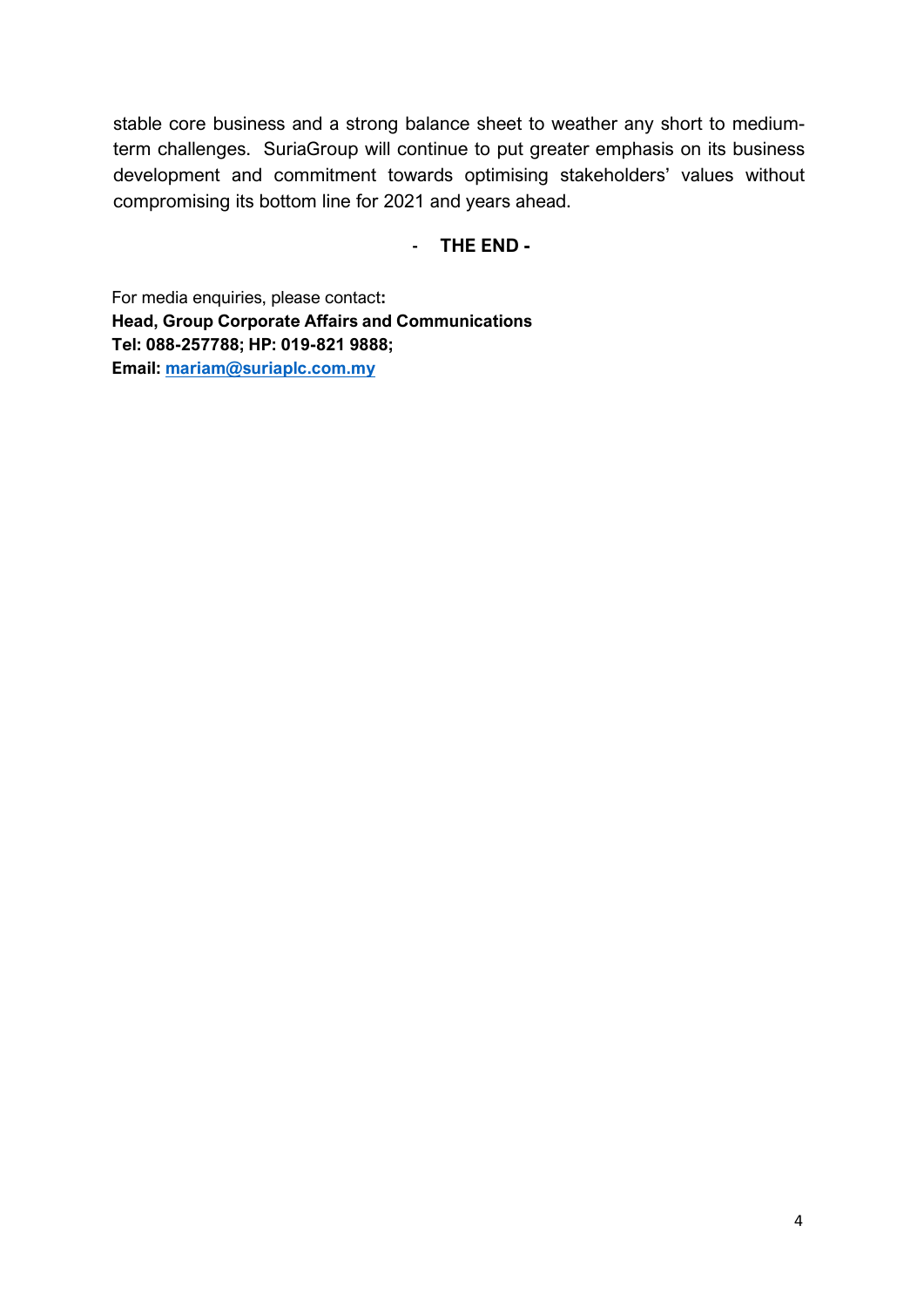stable core business and a strong balance sheet to weather any short to medium-term challenges. SuriaGroup will continue to put greater emphasis on its business development and commitment towards optimising stakeholders' values without compromising its bottom line for 2021 and years ahead.

**- THE END -**

For media enquiries, please contact**:**
**Head, Group Corporate Affairs and Communications**
**Tel: 088-257788; HP: 019-821 9888;**
**Email: mariam@suriaplc.com.my**